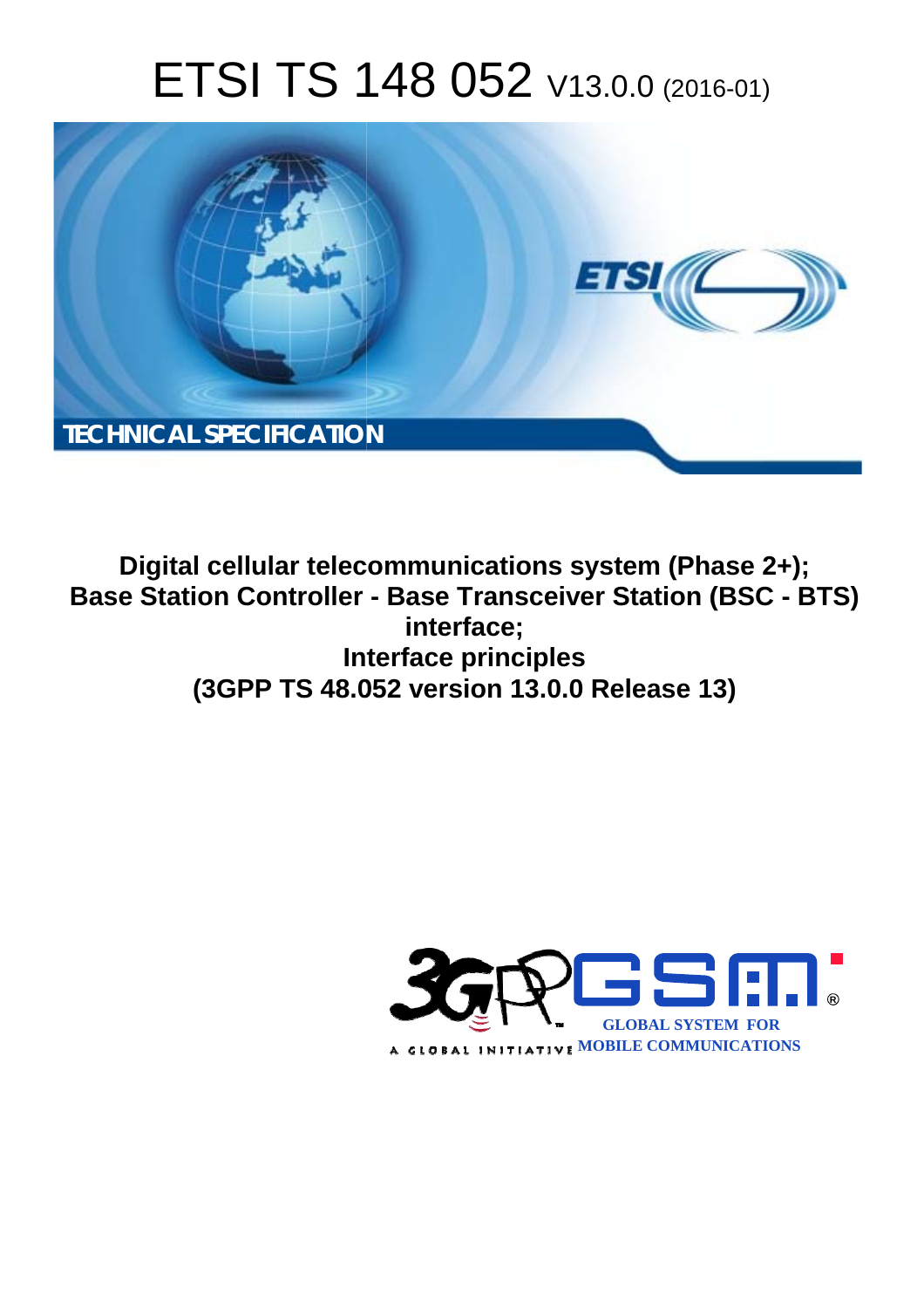# ETSI TS 148 052 V13.0.0 (2016-01)

TECHNICAL SPECIFICATION

**Digital cellular telecommunications system (Phase 2+);
Base Station Controller - Base Transceiver Station (BSC - BTS) interface;
Interface principles
(3GPP TS 48.052 version 13.0.0 Release 13)**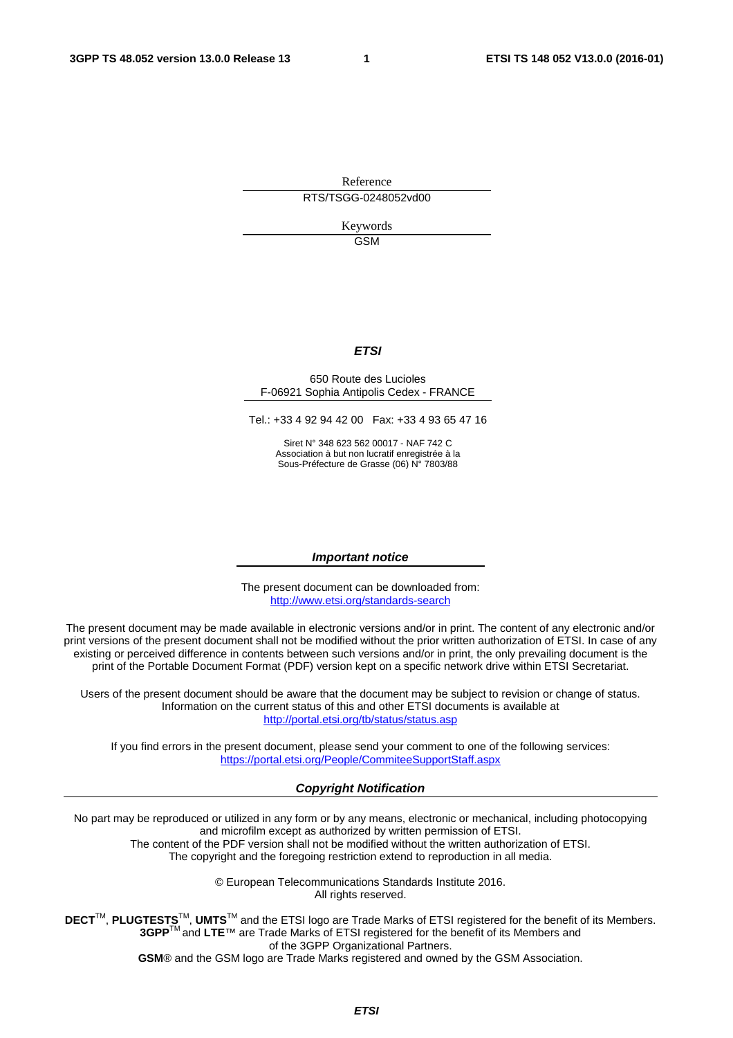Reference

RTS/TSGG-0248052vd00

Keywords

GSM

***ETSI***

650 Route des Lucioles
F-06921 Sophia Antipolis Cedex - FRANCE

Tel.: +33 4 92 94 42 00   Fax: +33 4 93 65 47 16

Siret N° 348 623 562 00017 - NAF 742 C
Association à but non lucratif enregistrée à la
Sous-Préfecture de Grasse (06) N° 7803/88

***Important notice***

The present document can be downloaded from:
http://www.etsi.org/standards-search

The present document may be made available in electronic versions and/or in print. The content of any electronic and/or print versions of the present document shall not be modified without the prior written authorization of ETSI. In case of any existing or perceived difference in contents between such versions and/or in print, the only prevailing document is the print of the Portable Document Format (PDF) version kept on a specific network drive within ETSI Secretariat.

Users of the present document should be aware that the document may be subject to revision or change of status. Information on the current status of this and other ETSI documents is available at
http://portal.etsi.org/tb/status/status.asp

If you find errors in the present document, please send your comment to one of the following services:
https://portal.etsi.org/People/CommiteeSupportStaff.aspx

***Copyright Notification***

No part may be reproduced or utilized in any form or by any means, electronic or mechanical, including photocopying and microfilm except as authorized by written permission of ETSI.
The content of the PDF version shall not be modified without the written authorization of ETSI.
The copyright and the foregoing restriction extend to reproduction in all media.

© European Telecommunications Standards Institute 2016.
All rights reserved.

**DECT**™, **PLUGTESTS**™, **UMTS**™ and the ETSI logo are Trade Marks of ETSI registered for the benefit of its Members.
**3GPP**™ and **LTE**™ are Trade Marks of ETSI registered for the benefit of its Members and of the 3GPP Organizational Partners.
**GSM**® and the GSM logo are Trade Marks registered and owned by the GSM Association.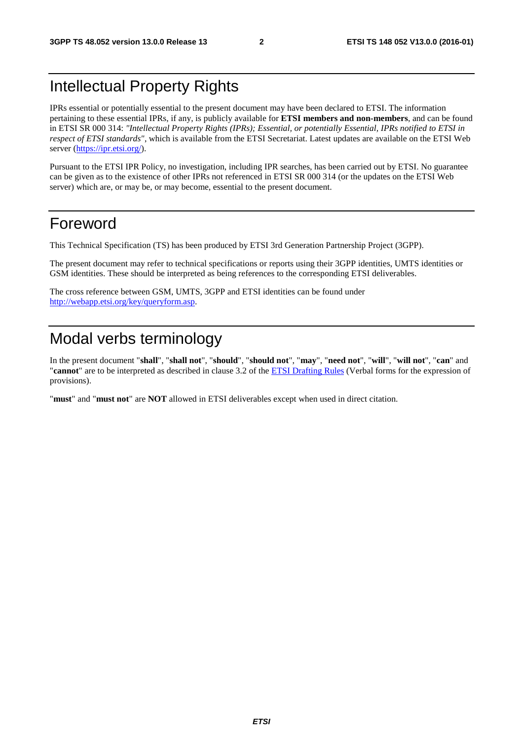# Intellectual Property Rights

IPRs essential or potentially essential to the present document may have been declared to ETSI. The information pertaining to these essential IPRs, if any, is publicly available for **ETSI members and non-members**, and can be found in ETSI SR 000 314: *"Intellectual Property Rights (IPRs); Essential, or potentially Essential, IPRs notified to ETSI in respect of ETSI standards"*, which is available from the ETSI Secretariat. Latest updates are available on the ETSI Web server (https://ipr.etsi.org/).

Pursuant to the ETSI IPR Policy, no investigation, including IPR searches, has been carried out by ETSI. No guarantee can be given as to the existence of other IPRs not referenced in ETSI SR 000 314 (or the updates on the ETSI Web server) which are, or may be, or may become, essential to the present document.

# Foreword

This Technical Specification (TS) has been produced by ETSI 3rd Generation Partnership Project (3GPP).

The present document may refer to technical specifications or reports using their 3GPP identities, UMTS identities or GSM identities. These should be interpreted as being references to the corresponding ETSI deliverables.

The cross reference between GSM, UMTS, 3GPP and ETSI identities can be found under http://webapp.etsi.org/key/queryform.asp.

# Modal verbs terminology

In the present document "**shall**", "**shall not**", "**should**", "**should not**", "**may**", "**need not**", "**will**", "**will not**", "**can**" and "**cannot**" are to be interpreted as described in clause 3.2 of the ETSI Drafting Rules (Verbal forms for the expression of provisions).

"**must**" and "**must not**" are **NOT** allowed in ETSI deliverables except when used in direct citation.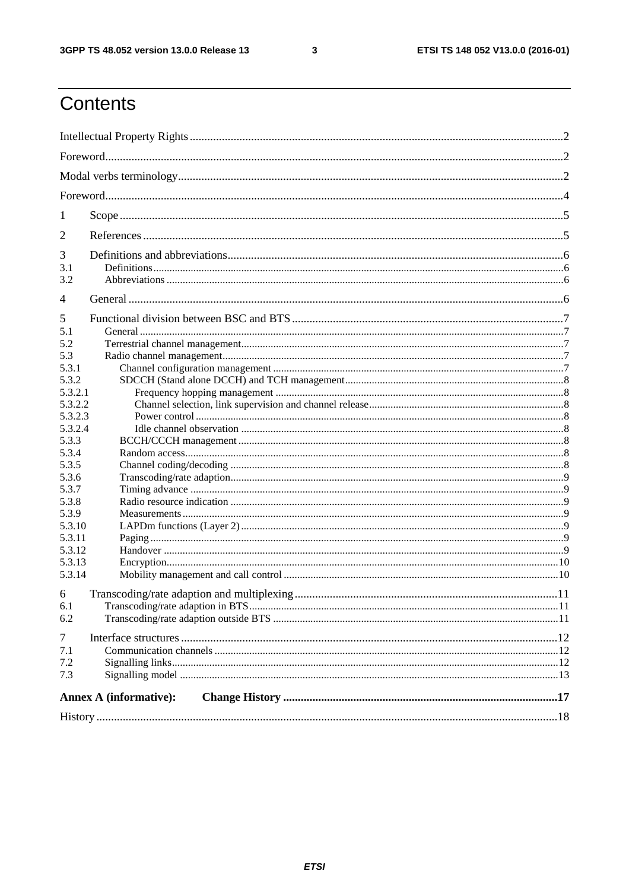# Contents

Intellectual Property Rights ..... 2

Foreword ..... 2

Modal verbs terminology ..... 2

Foreword ..... 4

1 Scope ..... 5

2 References ..... 5

3 Definitions and abbreviations ..... 6
- 3.1 Definitions ..... 6
- 3.2 Abbreviations ..... 6

4 General ..... 6

5 Functional division between BSC and BTS ..... 7
- 5.1 General ..... 7
- 5.2 Terrestrial channel management ..... 7
- 5.3 Radio channel management ..... 7
- 5.3.1 Channel configuration management ..... 7
- 5.3.2 SDCCH (Stand alone DCCH) and TCH management ..... 8
- 5.3.2.1 Frequency hopping management ..... 8
- 5.3.2.2 Channel selection, link supervision and channel release ..... 8
- 5.3.2.3 Power control ..... 8
- 5.3.2.4 Idle channel observation ..... 8
- 5.3.3 BCCH/CCCH management ..... 8
- 5.3.4 Random access ..... 8
- 5.3.5 Channel coding/decoding ..... 8
- 5.3.6 Transcoding/rate adaption ..... 9
- 5.3.7 Timing advance ..... 9
- 5.3.8 Radio resource indication ..... 9
- 5.3.9 Measurements ..... 9
- 5.3.10 LAPDm functions (Layer 2) ..... 9
- 5.3.11 Paging ..... 9
- 5.3.12 Handover ..... 9
- 5.3.13 Encryption ..... 10
- 5.3.14 Mobility management and call control ..... 10

6 Transcoding/rate adaption and multiplexing ..... 11
- 6.1 Transcoding/rate adaption in BTS ..... 11
- 6.2 Transcoding/rate adaption outside BTS ..... 11

7 Interface structures ..... 12
- 7.1 Communication channels ..... 12
- 7.2 Signalling links ..... 12
- 7.3 Signalling model ..... 13

**Annex A (informative): Change History ..... 17**

History ..... 18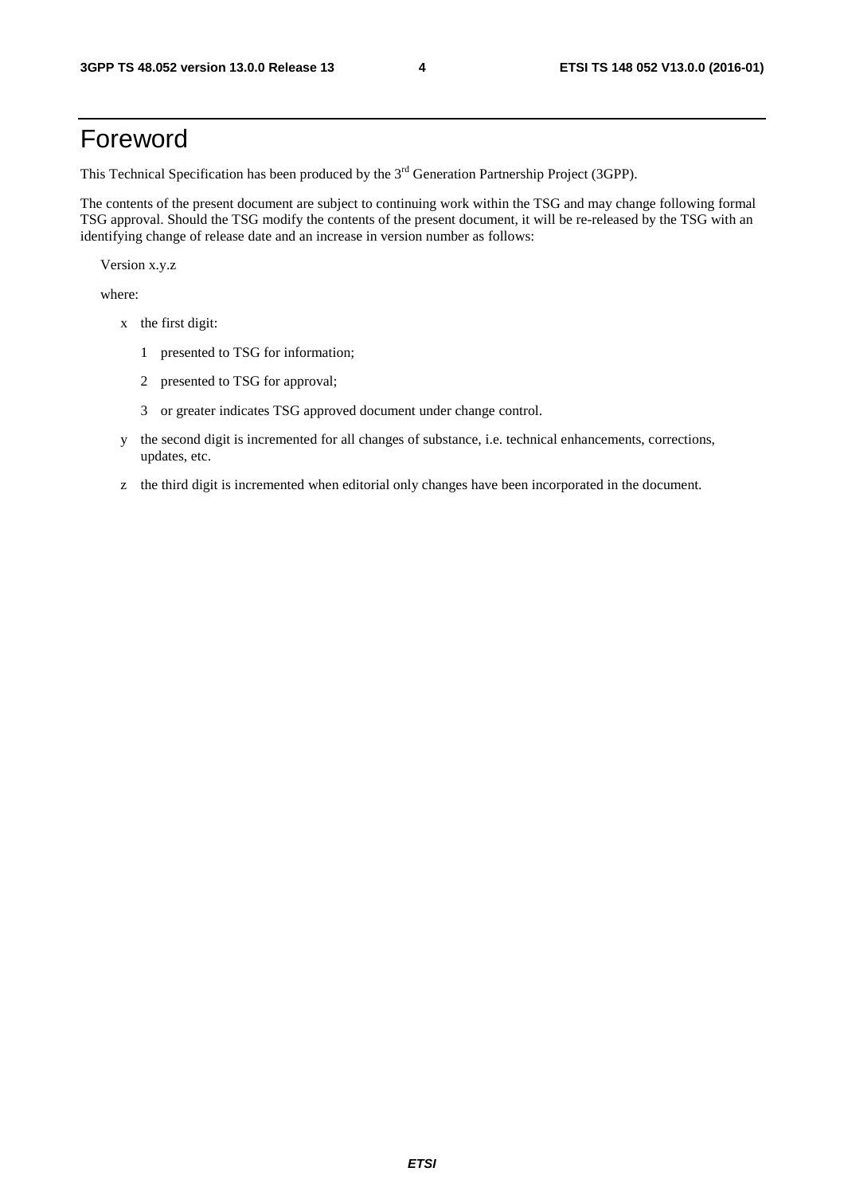# Foreword

This Technical Specification has been produced by the 3rd Generation Partnership Project (3GPP).

The contents of the present document are subject to continuing work within the TSG and may change following formal TSG approval. Should the TSG modify the contents of the present document, it will be re-released by the TSG with an identifying change of release date and an increase in version number as follows:

Version x.y.z

where:

- x the first digit:
  - 1 presented to TSG for information;
  - 2 presented to TSG for approval;
  - 3 or greater indicates TSG approved document under change control.
- y the second digit is incremented for all changes of substance, i.e. technical enhancements, corrections, updates, etc.
- z the third digit is incremented when editorial only changes have been incorporated in the document.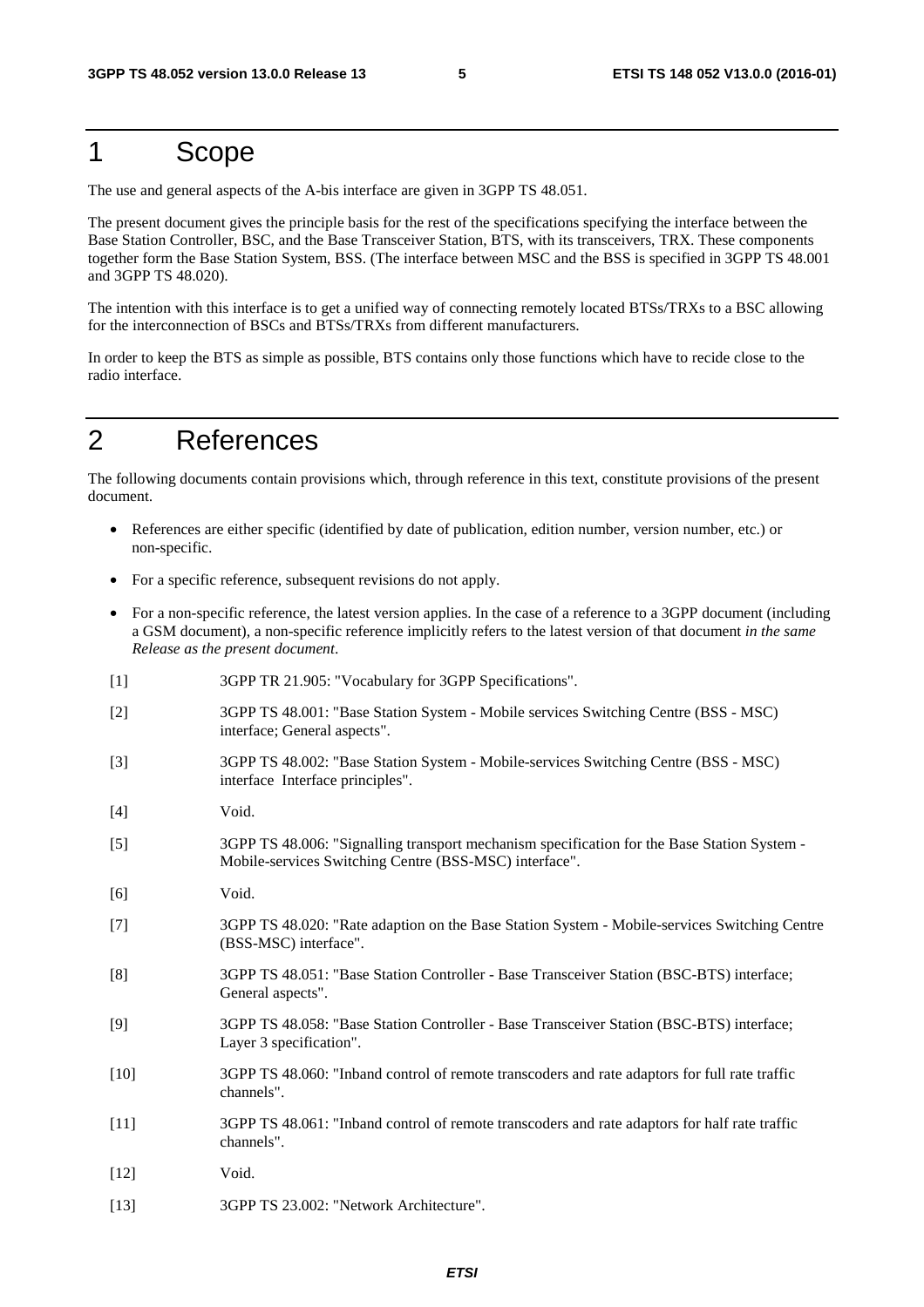# 1 Scope

The use and general aspects of the A-bis interface are given in 3GPP TS 48.051.

The present document gives the principle basis for the rest of the specifications specifying the interface between the Base Station Controller, BSC, and the Base Transceiver Station, BTS, with its transceivers, TRX. These components together form the Base Station System, BSS. (The interface between MSC and the BSS is specified in 3GPP TS 48.001 and 3GPP TS 48.020).

The intention with this interface is to get a unified way of connecting remotely located BTSs/TRXs to a BSC allowing for the interconnection of BSCs and BTSs/TRXs from different manufacturers.

In order to keep the BTS as simple as possible, BTS contains only those functions which have to recide close to the radio interface.

# 2 References

The following documents contain provisions which, through reference in this text, constitute provisions of the present document.

- References are either specific (identified by date of publication, edition number, version number, etc.) or non-specific.
- For a specific reference, subsequent revisions do not apply.
- For a non-specific reference, the latest version applies. In the case of a reference to a 3GPP document (including a GSM document), a non-specific reference implicitly refers to the latest version of that document *in the same Release as the present document*.

[1] 3GPP TR 21.905: "Vocabulary for 3GPP Specifications".

[2] 3GPP TS 48.001: "Base Station System - Mobile services Switching Centre (BSS - MSC) interface; General aspects".

[3] 3GPP TS 48.002: "Base Station System - Mobile-services Switching Centre (BSS - MSC) interface Interface principles".

[4] Void.

[5] 3GPP TS 48.006: "Signalling transport mechanism specification for the Base Station System - Mobile-services Switching Centre (BSS-MSC) interface".

[6] Void.

[7] 3GPP TS 48.020: "Rate adaption on the Base Station System - Mobile-services Switching Centre (BSS-MSC) interface".

[8] 3GPP TS 48.051: "Base Station Controller - Base Transceiver Station (BSC-BTS) interface; General aspects".

[9] 3GPP TS 48.058: "Base Station Controller - Base Transceiver Station (BSC-BTS) interface; Layer 3 specification".

[10] 3GPP TS 48.060: "Inband control of remote transcoders and rate adaptors for full rate traffic channels".

[11] 3GPP TS 48.061: "Inband control of remote transcoders and rate adaptors for half rate traffic channels".

[12] Void.

[13] 3GPP TS 23.002: "Network Architecture".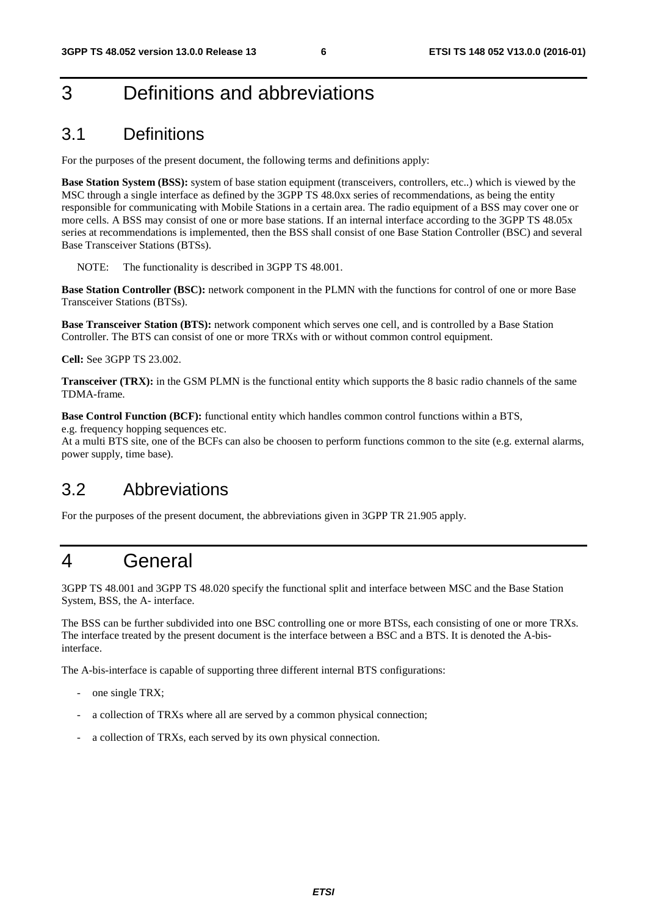# 3 Definitions and abbreviations

## 3.1 Definitions

For the purposes of the present document, the following terms and definitions apply:

**Base Station System (BSS):** system of base station equipment (transceivers, controllers, etc..) which is viewed by the MSC through a single interface as defined by the 3GPP TS 48.0xx series of recommendations, as being the entity responsible for communicating with Mobile Stations in a certain area. The radio equipment of a BSS may cover one or more cells. A BSS may consist of one or more base stations. If an internal interface according to the 3GPP TS 48.05x series at recommendations is implemented, then the BSS shall consist of one Base Station Controller (BSC) and several Base Transceiver Stations (BTSs).

NOTE: The functionality is described in 3GPP TS 48.001.

**Base Station Controller (BSC):** network component in the PLMN with the functions for control of one or more Base Transceiver Stations (BTSs).

**Base Transceiver Station (BTS):** network component which serves one cell, and is controlled by a Base Station Controller. The BTS can consist of one or more TRXs with or without common control equipment.

**Cell:** See 3GPP TS 23.002.

**Transceiver (TRX):** in the GSM PLMN is the functional entity which supports the 8 basic radio channels of the same TDMA-frame.

**Base Control Function (BCF):** functional entity which handles common control functions within a BTS, e.g. frequency hopping sequences etc.
At a multi BTS site, one of the BCFs can also be choosen to perform functions common to the site (e.g. external alarms, power supply, time base).

## 3.2 Abbreviations

For the purposes of the present document, the abbreviations given in 3GPP TR 21.905 apply.

# 4 General

3GPP TS 48.001 and 3GPP TS 48.020 specify the functional split and interface between MSC and the Base Station System, BSS, the A- interface.

The BSS can be further subdivided into one BSC controlling one or more BTSs, each consisting of one or more TRXs. The interface treated by the present document is the interface between a BSC and a BTS. It is denoted the A-bis-interface.

The A-bis-interface is capable of supporting three different internal BTS configurations:

- one single TRX;
- a collection of TRXs where all are served by a common physical connection;
- a collection of TRXs, each served by its own physical connection.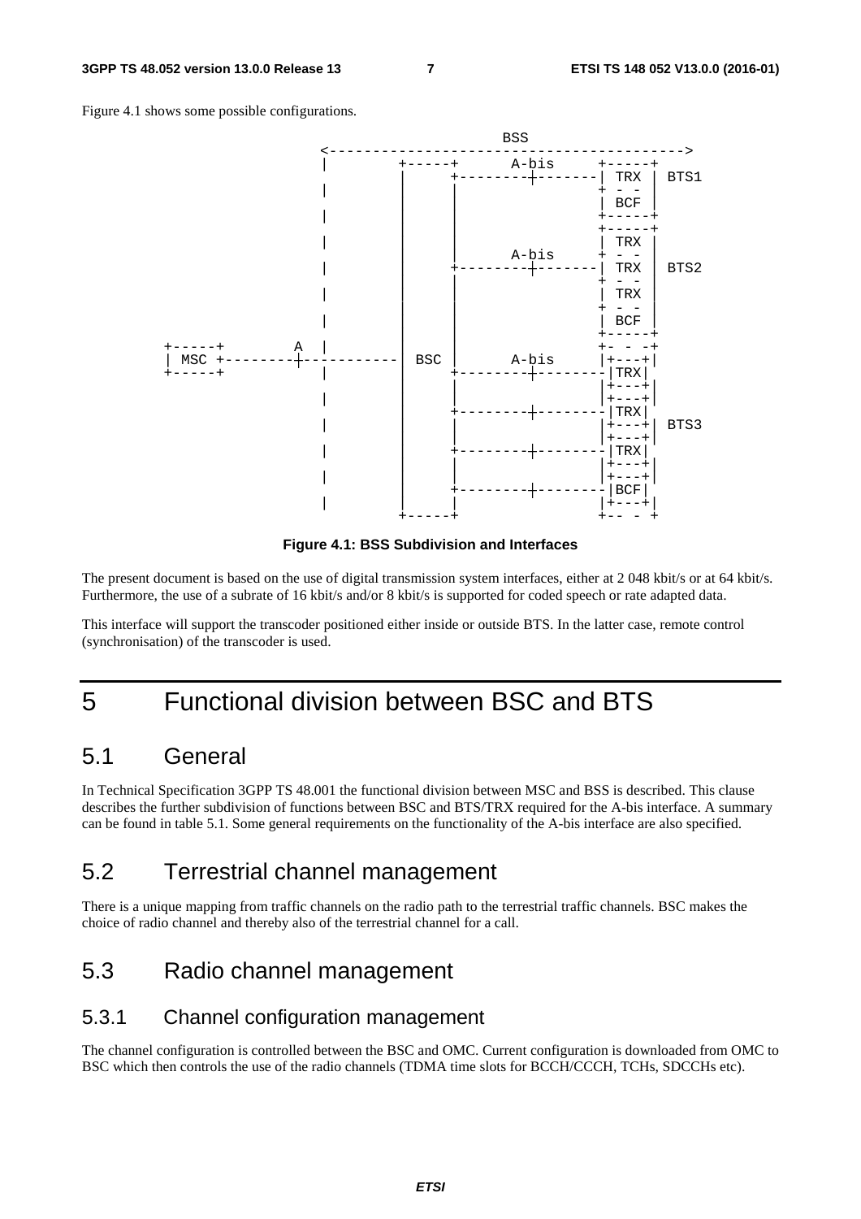Figure 4.1 shows some possible configurations.

```
                                          BSS
                     <---------------------------------------->
                     |        +-----+      A-bis     +-----+
                     |        |     +--------+-------| TRX |  BTS1
                     |        |     |                + - - |
                     |        |     |                | BCF |
                     |        |     |                +-----+
                     |        |     |                +-----+
                     |        |     |                | TRX |
                     |        |     |      A-bis     + - - |
                     |        |     +--------+-------| TRX |  BTS2
                     |        |     |                + - - |
                     |        |     |                | TRX |
                     |        |     |                + - - |
                     |        |     |                | BCF |
                     |        |     |                +-----+
+-----+         A    |        |     |                +- - -+
| MSC +---------+-----------  BSC   |      A-bis     |+---+|
+-----+              |        |     +--------+-------|TRX|
                     |        |     |                |+---+|
                     |        |     |                |+---+|
                     |        |     +--------+-------|TRX|
                     |        |     |                |+---+|  BTS3
                     |        |     |                |+---+|
                     |        |     +--------+-------|TRX|
                     |        |     |                |+---+|
                     |        |     |                |+---+|
                     |        |     +--------+-------|BCF|
                     |        |     |                |+---+|
                              +-----+                +-- - +
```

**Figure 4.1: BSS Subdivision and Interfaces**

The present document is based on the use of digital transmission system interfaces, either at 2 048 kbit/s or at 64 kbit/s. Furthermore, the use of a subrate of 16 kbit/s and/or 8 kbit/s is supported for coded speech or rate adapted data.

This interface will support the transcoder positioned either inside or outside BTS. In the latter case, remote control (synchronisation) of the transcoder is used.

# 5 Functional division between BSC and BTS

## 5.1 General

In Technical Specification 3GPP TS 48.001 the functional division between MSC and BSS is described. This clause describes the further subdivision of functions between BSC and BTS/TRX required for the A-bis interface. A summary can be found in table 5.1. Some general requirements on the functionality of the A-bis interface are also specified.

## 5.2 Terrestrial channel management

There is a unique mapping from traffic channels on the radio path to the terrestrial traffic channels. BSC makes the choice of radio channel and thereby also of the terrestrial channel for a call.

## 5.3 Radio channel management

### 5.3.1 Channel configuration management

The channel configuration is controlled between the BSC and OMC. Current configuration is downloaded from OMC to BSC which then controls the use of the radio channels (TDMA time slots for BCCH/CCCH, TCHs, SDCCHs etc).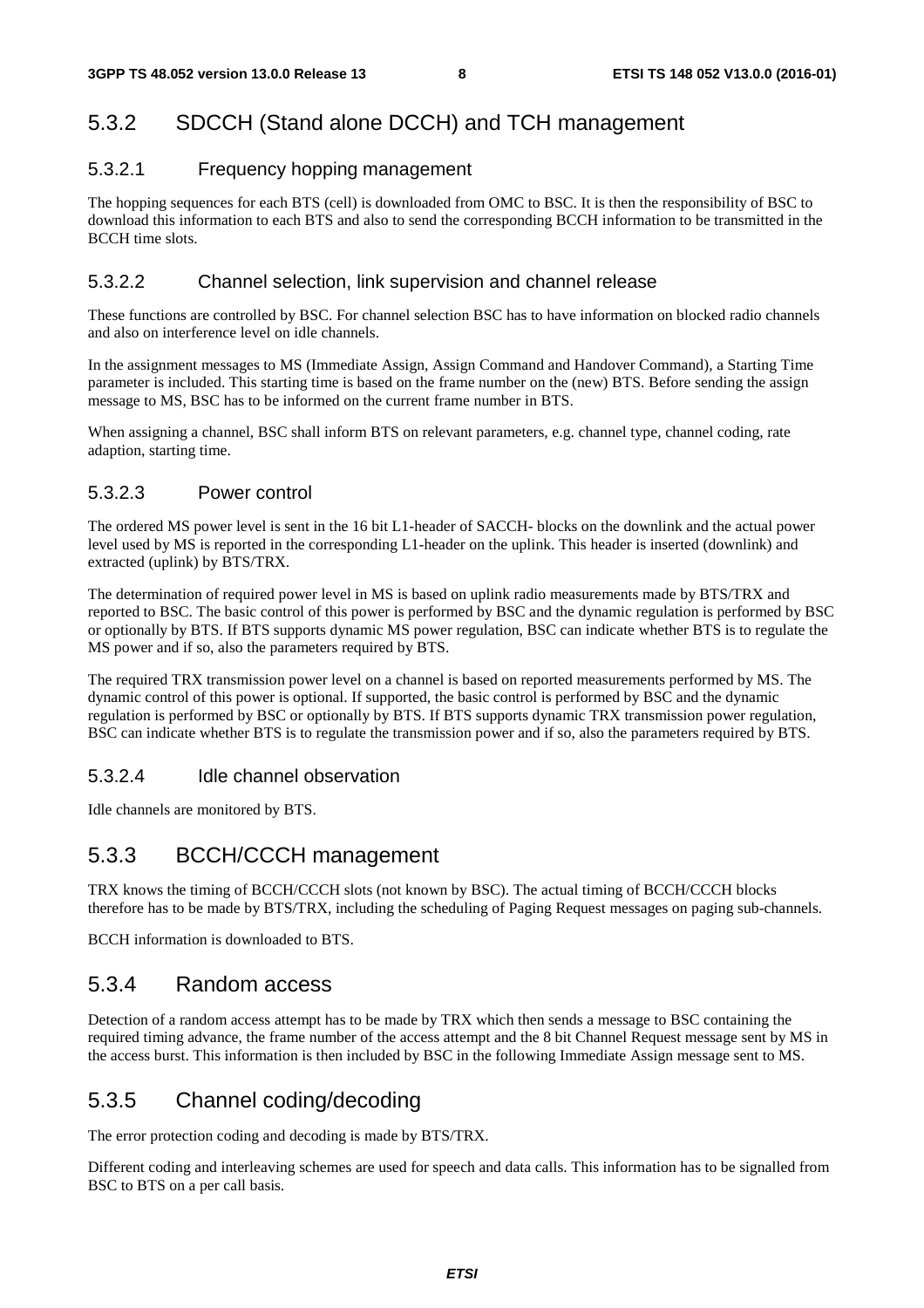### 5.3.2 SDCCH (Stand alone DCCH) and TCH management

#### 5.3.2.1 Frequency hopping management

The hopping sequences for each BTS (cell) is downloaded from OMC to BSC. It is then the responsibility of BSC to download this information to each BTS and also to send the corresponding BCCH information to be transmitted in the BCCH time slots.

#### 5.3.2.2 Channel selection, link supervision and channel release

These functions are controlled by BSC. For channel selection BSC has to have information on blocked radio channels and also on interference level on idle channels.

In the assignment messages to MS (Immediate Assign, Assign Command and Handover Command), a Starting Time parameter is included. This starting time is based on the frame number on the (new) BTS. Before sending the assign message to MS, BSC has to be informed on the current frame number in BTS.

When assigning a channel, BSC shall inform BTS on relevant parameters, e.g. channel type, channel coding, rate adaption, starting time.

#### 5.3.2.3 Power control

The ordered MS power level is sent in the 16 bit L1-header of SACCH- blocks on the downlink and the actual power level used by MS is reported in the corresponding L1-header on the uplink. This header is inserted (downlink) and extracted (uplink) by BTS/TRX.

The determination of required power level in MS is based on uplink radio measurements made by BTS/TRX and reported to BSC. The basic control of this power is performed by BSC and the dynamic regulation is performed by BSC or optionally by BTS. If BTS supports dynamic MS power regulation, BSC can indicate whether BTS is to regulate the MS power and if so, also the parameters required by BTS.

The required TRX transmission power level on a channel is based on reported measurements performed by MS. The dynamic control of this power is optional. If supported, the basic control is performed by BSC and the dynamic regulation is performed by BSC or optionally by BTS. If BTS supports dynamic TRX transmission power regulation, BSC can indicate whether BTS is to regulate the transmission power and if so, also the parameters required by BTS.

#### 5.3.2.4 Idle channel observation

Idle channels are monitored by BTS.

### 5.3.3 BCCH/CCCH management

TRX knows the timing of BCCH/CCCH slots (not known by BSC). The actual timing of BCCH/CCCH blocks therefore has to be made by BTS/TRX, including the scheduling of Paging Request messages on paging sub-channels.

BCCH information is downloaded to BTS.

### 5.3.4 Random access

Detection of a random access attempt has to be made by TRX which then sends a message to BSC containing the required timing advance, the frame number of the access attempt and the 8 bit Channel Request message sent by MS in the access burst. This information is then included by BSC in the following Immediate Assign message sent to MS.

### 5.3.5 Channel coding/decoding

The error protection coding and decoding is made by BTS/TRX.

Different coding and interleaving schemes are used for speech and data calls. This information has to be signalled from BSC to BTS on a per call basis.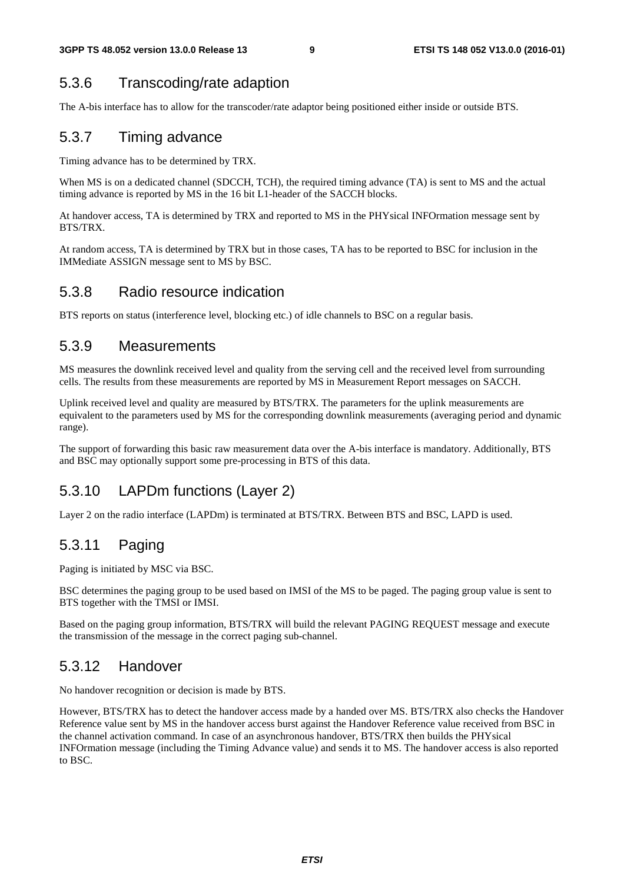### 5.3.6 Transcoding/rate adaption

The A-bis interface has to allow for the transcoder/rate adaptor being positioned either inside or outside BTS.

### 5.3.7 Timing advance

Timing advance has to be determined by TRX.

When MS is on a dedicated channel (SDCCH, TCH), the required timing advance (TA) is sent to MS and the actual timing advance is reported by MS in the 16 bit L1-header of the SACCH blocks.

At handover access, TA is determined by TRX and reported to MS in the PHYsical INFOrmation message sent by BTS/TRX.

At random access, TA is determined by TRX but in those cases, TA has to be reported to BSC for inclusion in the IMMediate ASSIGN message sent to MS by BSC.

### 5.3.8 Radio resource indication

BTS reports on status (interference level, blocking etc.) of idle channels to BSC on a regular basis.

### 5.3.9 Measurements

MS measures the downlink received level and quality from the serving cell and the received level from surrounding cells. The results from these measurements are reported by MS in Measurement Report messages on SACCH.

Uplink received level and quality are measured by BTS/TRX. The parameters for the uplink measurements are equivalent to the parameters used by MS for the corresponding downlink measurements (averaging period and dynamic range).

The support of forwarding this basic raw measurement data over the A-bis interface is mandatory. Additionally, BTS and BSC may optionally support some pre-processing in BTS of this data.

### 5.3.10 LAPDm functions (Layer 2)

Layer 2 on the radio interface (LAPDm) is terminated at BTS/TRX. Between BTS and BSC, LAPD is used.

### 5.3.11 Paging

Paging is initiated by MSC via BSC.

BSC determines the paging group to be used based on IMSI of the MS to be paged. The paging group value is sent to BTS together with the TMSI or IMSI.

Based on the paging group information, BTS/TRX will build the relevant PAGING REQUEST message and execute the transmission of the message in the correct paging sub-channel.

### 5.3.12 Handover

No handover recognition or decision is made by BTS.

However, BTS/TRX has to detect the handover access made by a handed over MS. BTS/TRX also checks the Handover Reference value sent by MS in the handover access burst against the Handover Reference value received from BSC in the channel activation command. In case of an asynchronous handover, BTS/TRX then builds the PHYsical INFOrmation message (including the Timing Advance value) and sends it to MS. The handover access is also reported to BSC.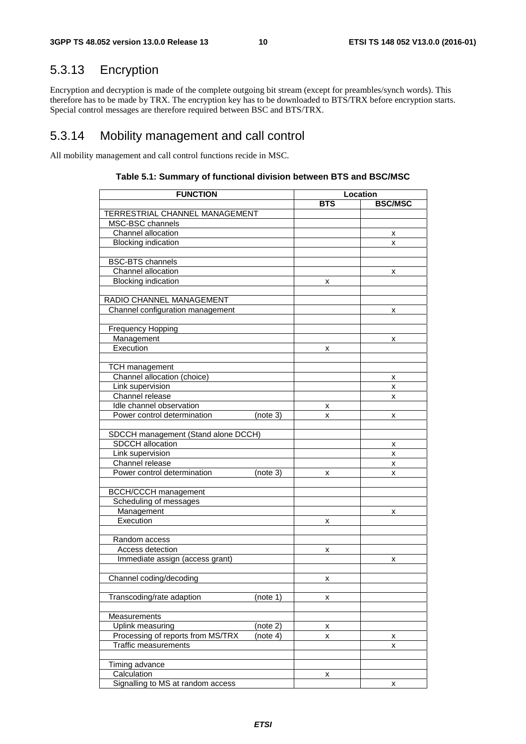## 5.3.13 Encryption

Encryption and decryption is made of the complete outgoing bit stream (except for preambles/synch words). This therefore has to be made by TRX. The encryption key has to be downloaded to BTS/TRX before encryption starts. Special control messages are therefore required between BSC and BTS/TRX.

## 5.3.14 Mobility management and call control

All mobility management and call control functions recide in MSC.

**Table 5.1: Summary of functional division between BTS and BSC/MSC**

| FUNCTION | Location | |
|---|---|---|
| | BTS | BSC/MSC |
| TERRESTRIAL CHANNEL MANAGEMENT | | |
| MSC-BSC channels | | |
| Channel allocation | | x |
| Blocking indication | | x |
| | | |
| BSC-BTS channels | | |
| Channel allocation | | x |
| Blocking indication | x | |
| | | |
| RADIO CHANNEL MANAGEMENT | | |
| Channel configuration management | | x |
| | | |
| Frequency Hopping | | |
| Management | | x |
| Execution | x | |
| | | |
| TCH management | | |
| Channel allocation (choice) | | x |
| Link supervision | | x |
| Channel release | | x |
| Idle channel observation | x | |
| Power control determination (note 3) | x | x |
| | | |
| SDCCH management (Stand alone DCCH) | | |
| SDCCH allocation | | x |
| Link supervision | | x |
| Channel release | | x |
| Power control determination (note 3) | x | x |
| | | |
| BCCH/CCCH management | | |
| Scheduling of messages | | |
| Management | | x |
| Execution | x | |
| | | |
| Random access | | |
| Access detection | x | |
| Immediate assign (access grant) | | x |
| | | |
| Channel coding/decoding | x | |
| | | |
| Transcoding/rate adaption (note 1) | x | |
| | | |
| Measurements | | |
| Uplink measuring (note 2) | x | |
| Processing of reports from MS/TRX (note 4) | x | x |
| Traffic measurements | | x |
| | | |
| Timing advance | | |
| Calculation | x | |
| Signalling to MS at random access | | x |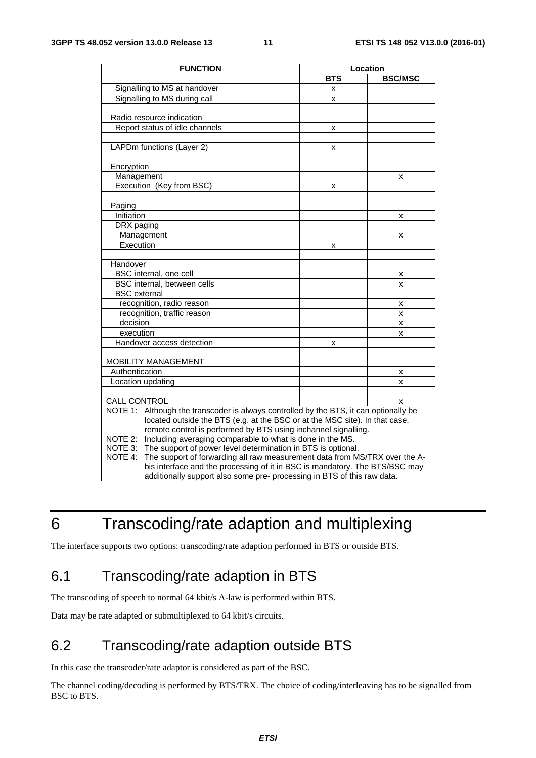| FUNCTION | Location | |
|---|---|---|
| | BTS | BSC/MSC |
| Signalling to MS at handover | x | |
| Signalling to MS during call | x | |
| | | |
| Radio resource indication | | |
| Report status of idle channels | x | |
| | | |
| LAPDm functions (Layer 2) | x | |
| | | |
| Encryption | | |
| Management | | x |
| Execution (Key from BSC) | x | |
| | | |
| Paging | | |
| Initiation | | x |
| DRX paging | | |
| Management | | x |
| Execution | x | |
| | | |
| Handover | | |
| BSC internal, one cell | | x |
| BSC internal, between cells | | x |
| BSC external | | |
| recognition, radio reason | | x |
| recognition, traffic reason | | x |
| decision | | x |
| execution | | x |
| Handover access detection | x | |
| | | |
| MOBILITY MANAGEMENT | | |
| Authentication | | x |
| Location updating | | x |
| | | |
| CALL CONTROL | | x |
| NOTE 1: Although the transcoder is always controlled by the BTS, it can optionally be located outside the BTS (e.g. at the BSC or at the MSC site). In that case, remote control is performed by BTS using inchannel signalling.<br>NOTE 2: Including averaging comparable to what is done in the MS.<br>NOTE 3: The support of power level determination in BTS is optional.<br>NOTE 4: The support of forwarding all raw measurement data from MS/TRX over the A-bis interface and the processing of it in BSC is mandatory. The BTS/BSC may additionally support also some pre- processing in BTS of this raw data. | | |

# 6 Transcoding/rate adaption and multiplexing

The interface supports two options: transcoding/rate adaption performed in BTS or outside BTS.

## 6.1 Transcoding/rate adaption in BTS

The transcoding of speech to normal 64 kbit/s A-law is performed within BTS.

Data may be rate adapted or submultiplexed to 64 kbit/s circuits.

## 6.2 Transcoding/rate adaption outside BTS

In this case the transcoder/rate adaptor is considered as part of the BSC.

The channel coding/decoding is performed by BTS/TRX. The choice of coding/interleaving has to be signalled from BSC to BTS.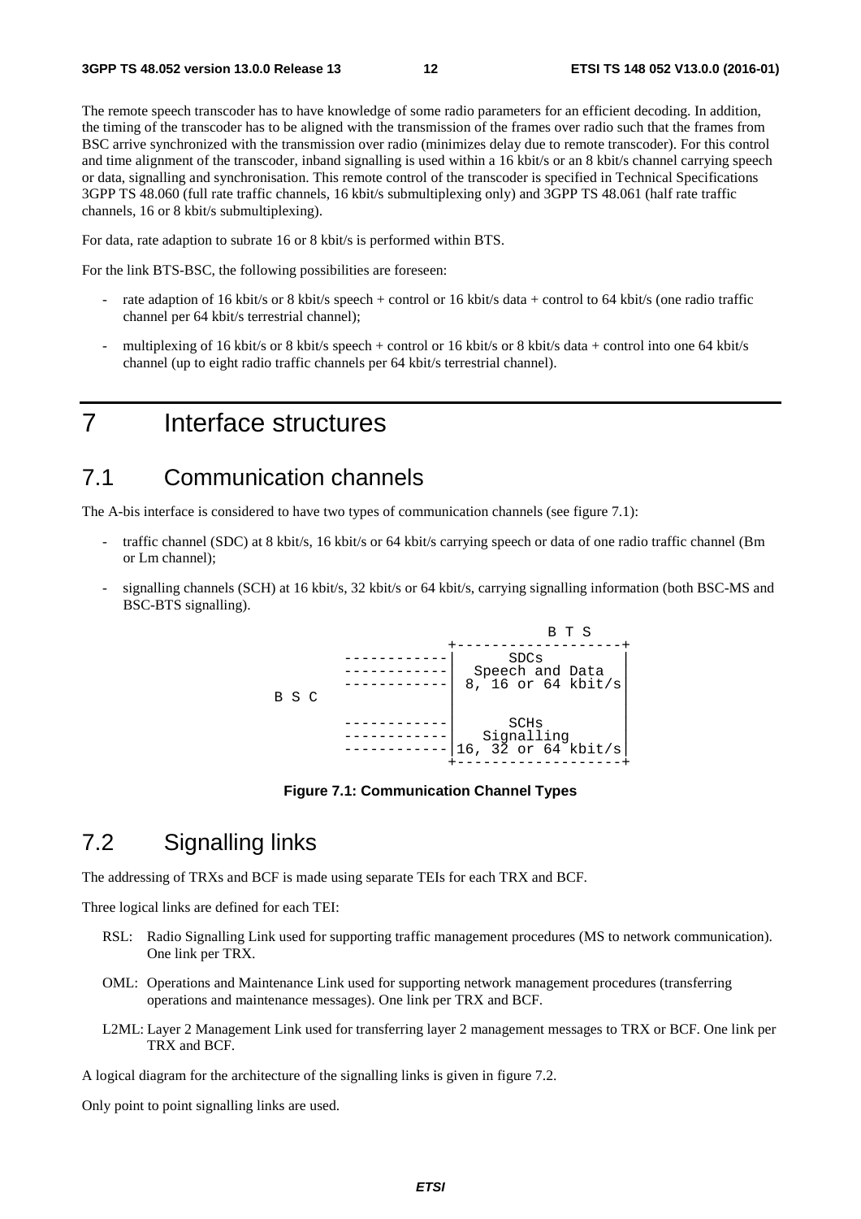The remote speech transcoder has to have knowledge of some radio parameters for an efficient decoding. In addition, the timing of the transcoder has to be aligned with the transmission of the frames over radio such that the frames from BSC arrive synchronized with the transmission over radio (minimizes delay due to remote transcoder). For this control and time alignment of the transcoder, inband signalling is used within a 16 kbit/s or an 8 kbit/s channel carrying speech or data, signalling and synchronisation. This remote control of the transcoder is specified in Technical Specifications 3GPP TS 48.060 (full rate traffic channels, 16 kbit/s submultiplexing only) and 3GPP TS 48.061 (half rate traffic channels, 16 or 8 kbit/s submultiplexing).

For data, rate adaption to subrate 16 or 8 kbit/s is performed within BTS.

For the link BTS-BSC, the following possibilities are foreseen:

- rate adaption of 16 kbit/s or 8 kbit/s speech + control or 16 kbit/s data + control to 64 kbit/s (one radio traffic channel per 64 kbit/s terrestrial channel);
- multiplexing of 16 kbit/s or 8 kbit/s speech + control or 16 kbit/s or 8 kbit/s data + control into one 64 kbit/s channel (up to eight radio traffic channels per 64 kbit/s terrestrial channel).

# 7 Interface structures

## 7.1 Communication channels

The A-bis interface is considered to have two types of communication channels (see figure 7.1):

- traffic channel (SDC) at 8 kbit/s, 16 kbit/s or 64 kbit/s carrying speech or data of one radio traffic channel (Bm or Lm channel);
- signalling channels (SCH) at 16 kbit/s, 32 kbit/s or 64 kbit/s, carrying signalling information (both BSC-MS and BSC-BTS signalling).

```
                                 B T S
                      +-------------------+
         ------------|       SDCs         |
         ------------|   Speech and Data  |
         ------------|  8, 16 or 64 kbit/s|
B S C                |                    |
                     |                    |
         ------------|       SCHs         |
         ------------|     Signalling     |
         ------------|16, 32 or 64 kbit/s |
                      +-------------------+
```

**Figure 7.1: Communication Channel Types**

## 7.2 Signalling links

The addressing of TRXs and BCF is made using separate TEIs for each TRX and BCF.

Three logical links are defined for each TEI:

- RSL: Radio Signalling Link used for supporting traffic management procedures (MS to network communication). One link per TRX.
- OML: Operations and Maintenance Link used for supporting network management procedures (transferring operations and maintenance messages). One link per TRX and BCF.
- L2ML: Layer 2 Management Link used for transferring layer 2 management messages to TRX or BCF. One link per TRX and BCF.

A logical diagram for the architecture of the signalling links is given in figure 7.2.

Only point to point signalling links are used.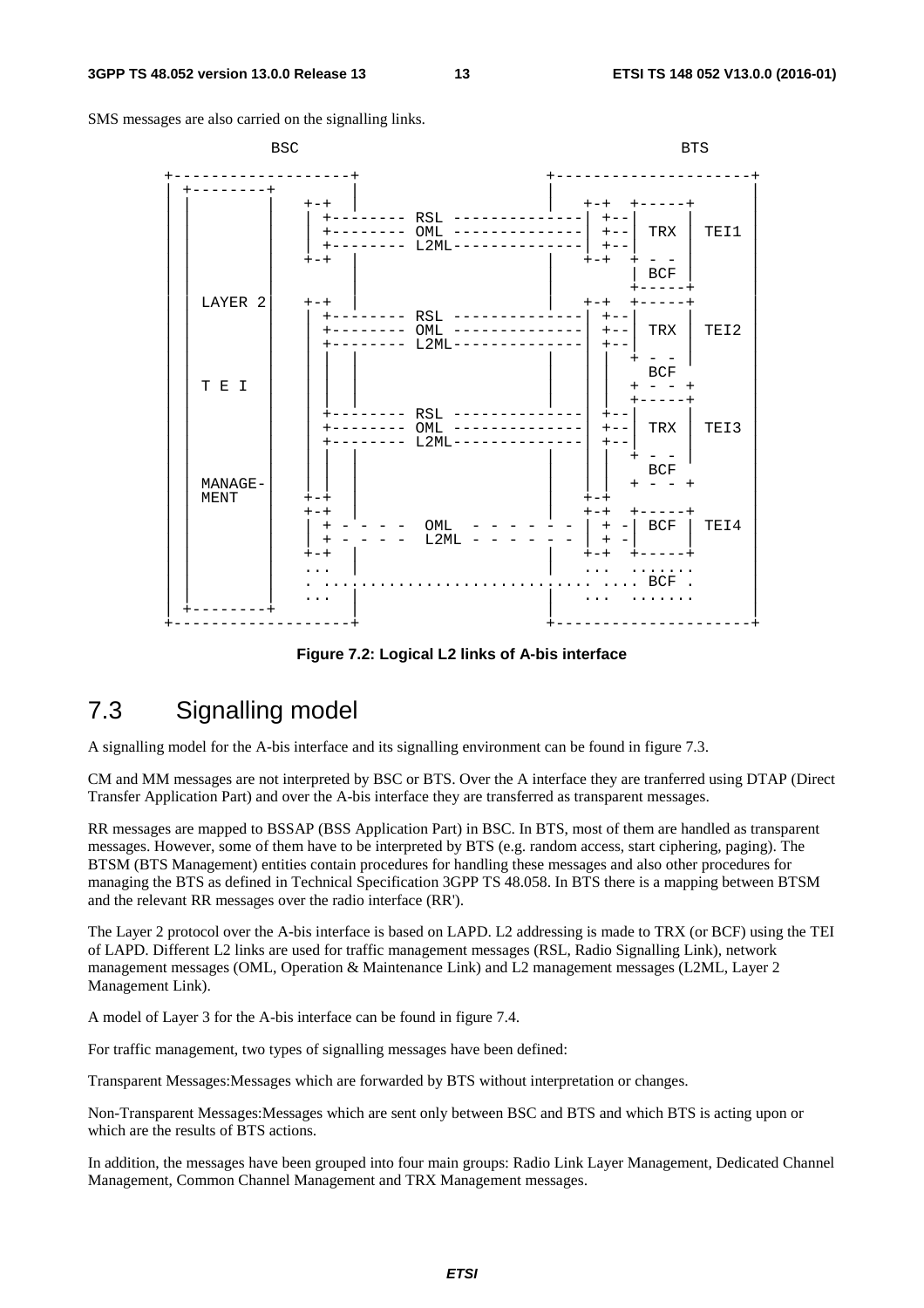SMS messages are also carried on the signalling links.

```
                BSC                                                     BTS

    +-------------------+                       +---------------------+
    | +--------+        |                       |                     |
    | |        |  +-+   |                       |  +-+  +-----+       |
    | |        |  | +-------- RSL --------------| +--|     |       |
    | |        |  | +-------- OML --------------| +--| TRX | TEI1  |
    | |        |  | +-------- L2ML--------------| +--|     |       |
    | |        |  +-+   |                       |  +-+  + - -       |
    | |        |        |                       |        | BCF |       |
    | |        |        |                       |        +-----+       |
    | | LAYER 2|  +-+   |                       |  +-+  +-----+       |
    | |        |  | +-------- RSL --------------| +--|     |       |
    | |        |  | +-------- OML --------------|  +--| TRX | TEI2  |
    | |        |  | +-------- L2ML--------------|  +--|     |       |
    | |        |  | |   |                       |  |   + - -       |
    | |        |  | |   |                       |  |     BCF       |
    | | T E I  |  | |   |                       |  |   + - - +       |
    | |        |  | |   |                       |  |   +-----+       |
    | |        |  | +-------- RSL --------------|  +--|     |       |
    | |        |  | +-------- OML --------------|  +--| TRX | TEI3  |
    | |        |  | +-------- L2ML--------------|  +--|     |       |
    | |        |  | |   |                       |  |   + - -       |
    | |        |  | |   |                       |  |     BCF       |
    | | MANAGE-|  | |   |                       |  |   + - - +       |
    | | MENT   |  +-+   |                       |  +-+               |
    | |        |  +-+   |                       |  +-+  +-----+       |
    | |        |  | + - - - -  OML  - - - - - - | + -| BCF | TEI4  |
    | |        |  | + - - - -  L2ML - - - - - - | + -|     |       |
    | |        |  +-+   |                       |  +-+  +-----+       |
    | |        |  ...   |                       |  ...  .......       |
    | |        |  . .......................... .... BCF .       |
    | |        |  ...   |                       |  ...  .......       |
    | +--------+        |                       |                     |
    +-------------------+                       +---------------------+
```

**Figure 7.2: Logical L2 links of A-bis interface**

## 7.3 Signalling model

A signalling model for the A-bis interface and its signalling environment can be found in figure 7.3.

CM and MM messages are not interpreted by BSC or BTS. Over the A interface they are tranferred using DTAP (Direct Transfer Application Part) and over the A-bis interface they are transferred as transparent messages.

RR messages are mapped to BSSAP (BSS Application Part) in BSC. In BTS, most of them are handled as transparent messages. However, some of them have to be interpreted by BTS (e.g. random access, start ciphering, paging). The BTSM (BTS Management) entities contain procedures for handling these messages and also other procedures for managing the BTS as defined in Technical Specification 3GPP TS 48.058. In BTS there is a mapping between BTSM and the relevant RR messages over the radio interface (RR').

The Layer 2 protocol over the A-bis interface is based on LAPD. L2 addressing is made to TRX (or BCF) using the TEI of LAPD. Different L2 links are used for traffic management messages (RSL, Radio Signalling Link), network management messages (OML, Operation & Maintenance Link) and L2 management messages (L2ML, Layer 2 Management Link).

A model of Layer 3 for the A-bis interface can be found in figure 7.4.

For traffic management, two types of signalling messages have been defined:

Transparent Messages:Messages which are forwarded by BTS without interpretation or changes.

Non-Transparent Messages:Messages which are sent only between BSC and BTS and which BTS is acting upon or which are the results of BTS actions.

In addition, the messages have been grouped into four main groups: Radio Link Layer Management, Dedicated Channel Management, Common Channel Management and TRX Management messages.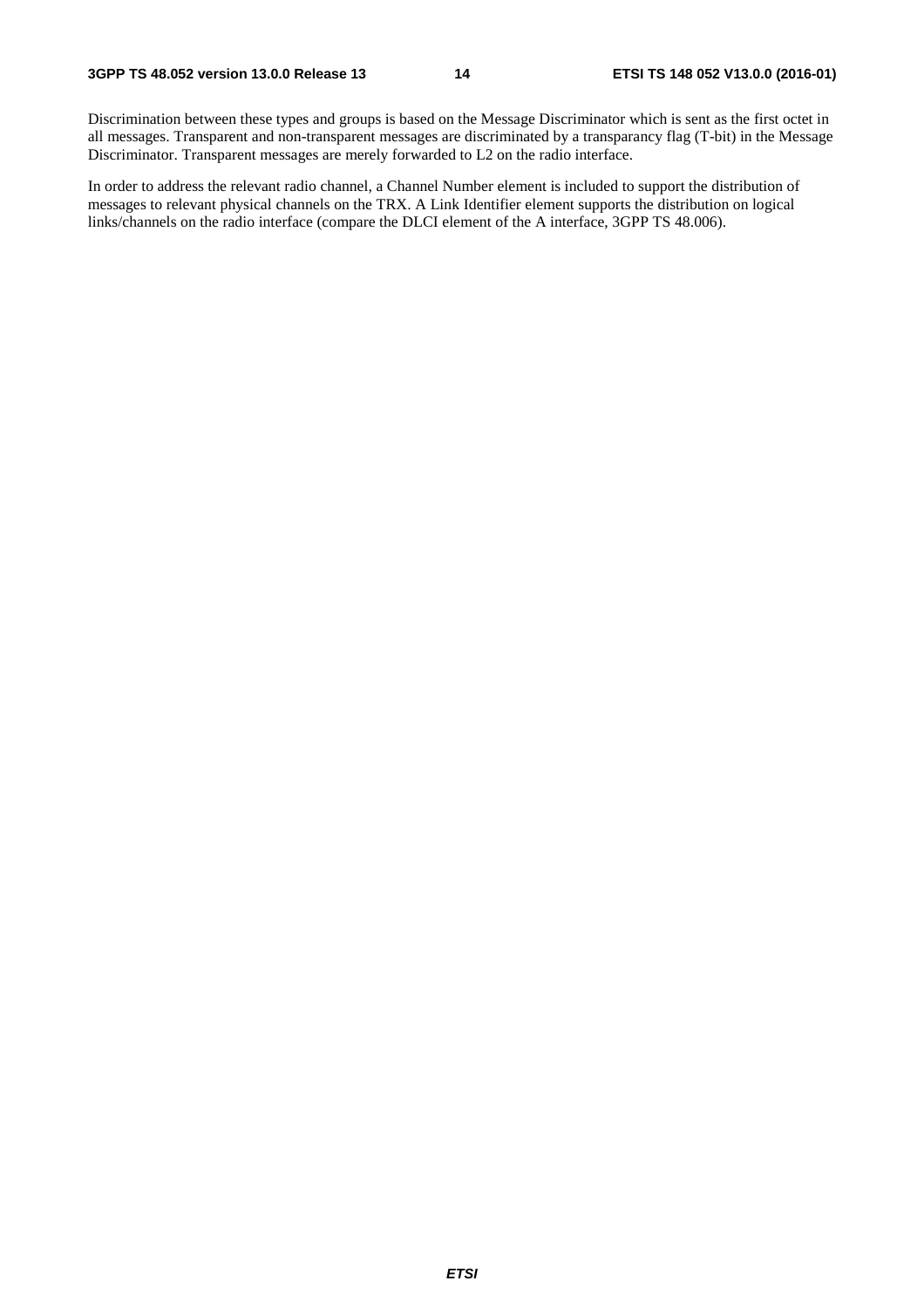Discrimination between these types and groups is based on the Message Discriminator which is sent as the first octet in all messages. Transparent and non-transparent messages are discriminated by a transparancy flag (T-bit) in the Message Discriminator. Transparent messages are merely forwarded to L2 on the radio interface.

In order to address the relevant radio channel, a Channel Number element is included to support the distribution of messages to relevant physical channels on the TRX. A Link Identifier element supports the distribution on logical links/channels on the radio interface (compare the DLCI element of the A interface, 3GPP TS 48.006).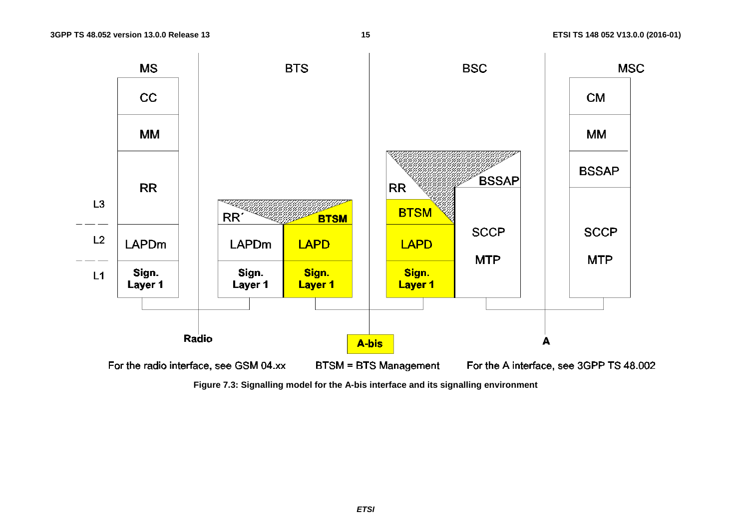| | MS | BTS | | BSC | | MSC |
|---|---|---|---|---|---|---|
| | CC | | | | | CM |
| | MM | | | | | MM |
| L3 | RR | RR´ | BTSM | RR / BTSM | BSSAP | BSSAP |
| L2 | LAPDm | LAPDm | LAPD | LAPD | SCCP | SCCP |
| L1 | Sign. Layer 1 | Sign. Layer 1 | Sign. Layer 1 | Sign. Layer 1 | MTP | MTP |

Radio | A-bis | A

For the radio interface, see GSM 04.xx    BTSM = BTS Management    For the A interface, see 3GPP TS 48.002

**Figure 7.3: Signalling model for the A-bis interface and its signalling environment**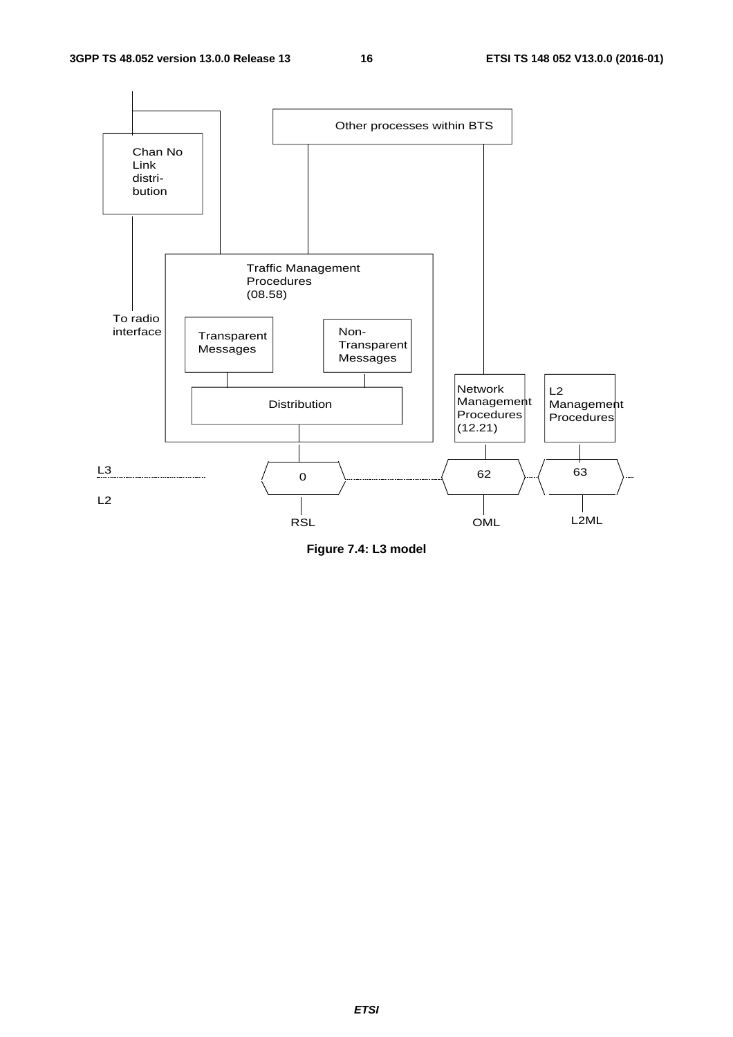Other processes within BTS

Chan No Link distri- bution

Traffic Management Procedures (08.58)

To radio interface

Transparent Messages

Non- Transparent Messages

Distribution

Network Management Procedures (12.21)

L2 Management Procedures

L3

L2

0

62

63

RSL

OML

L2ML

**Figure 7.4: L3 model**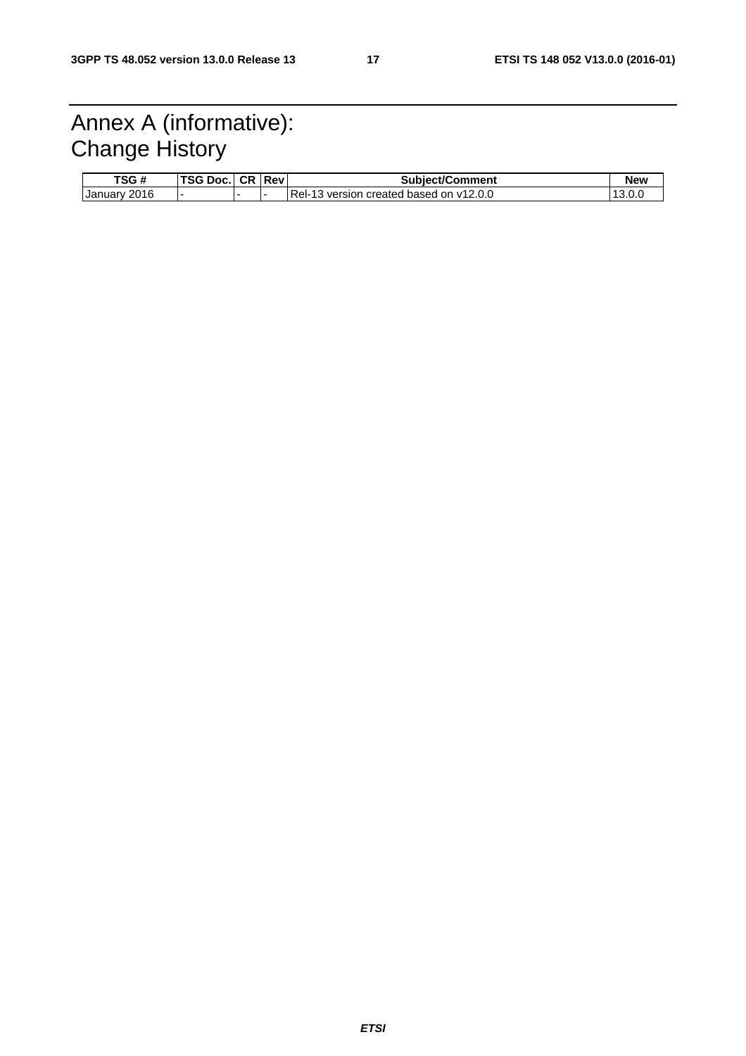# Annex A (informative): Change History

| TSG # | TSG Doc. | CR | Rev | Subject/Comment | New |
|---|---|---|---|---|---|
| January 2016 | - | - | - | Rel-13 version created based on v12.0.0 | 13.0.0 |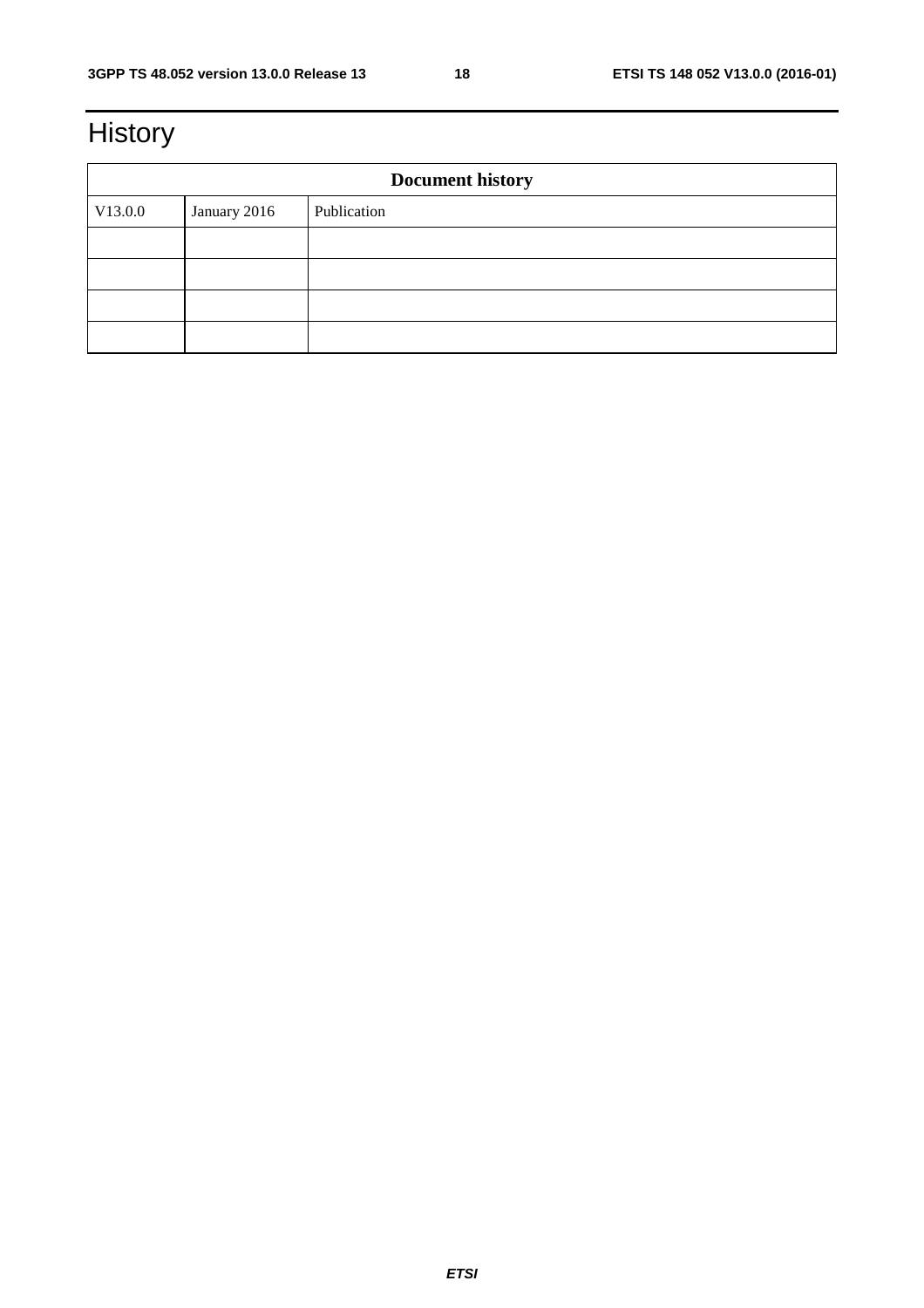# History

| Document history | | |
|---|---|---|
| V13.0.0 | January 2016 | Publication |
| | | |
| | | |
| | | |
| | | |